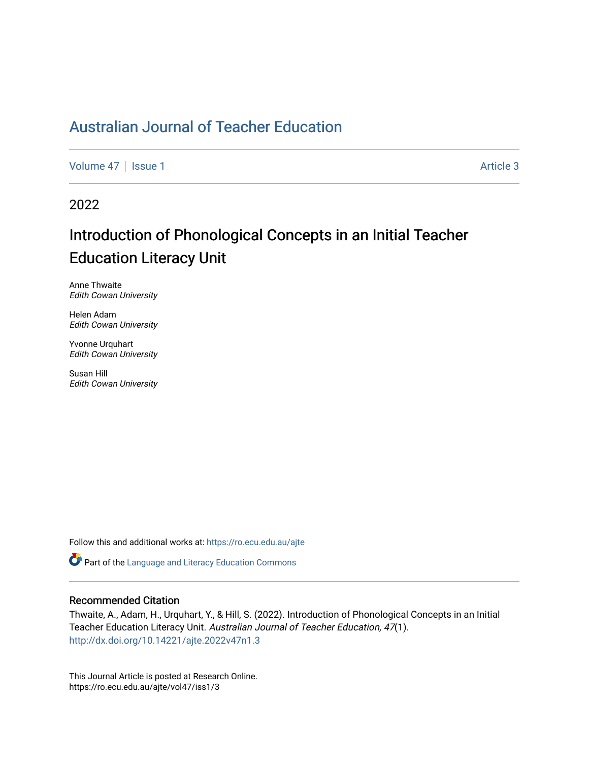# Australian Journal of Teacher Education

Volume 47 | Issue 1 Article 3

2022

## Introduction of Phonological Concepts in an Initial Teacher Education Literacy Unit

Anne Thwaite
*Edith Cowan University*

Helen Adam
*Edith Cowan University*

Yvonne Urquhart
*Edith Cowan University*

Susan Hill
*Edith Cowan University*

Follow this and additional works at: https://ro.ecu.edu.au/ajte

Part of the Language and Literacy Education Commons

### Recommended Citation

Thwaite, A., Adam, H., Urquhart, Y., & Hill, S. (2022). Introduction of Phonological Concepts in an Initial Teacher Education Literacy Unit. *Australian Journal of Teacher Education, 47*(1).
http://dx.doi.org/10.14221/ajte.2022v47n1.3

This Journal Article is posted at Research Online.
https://ro.ecu.edu.au/ajte/vol47/iss1/3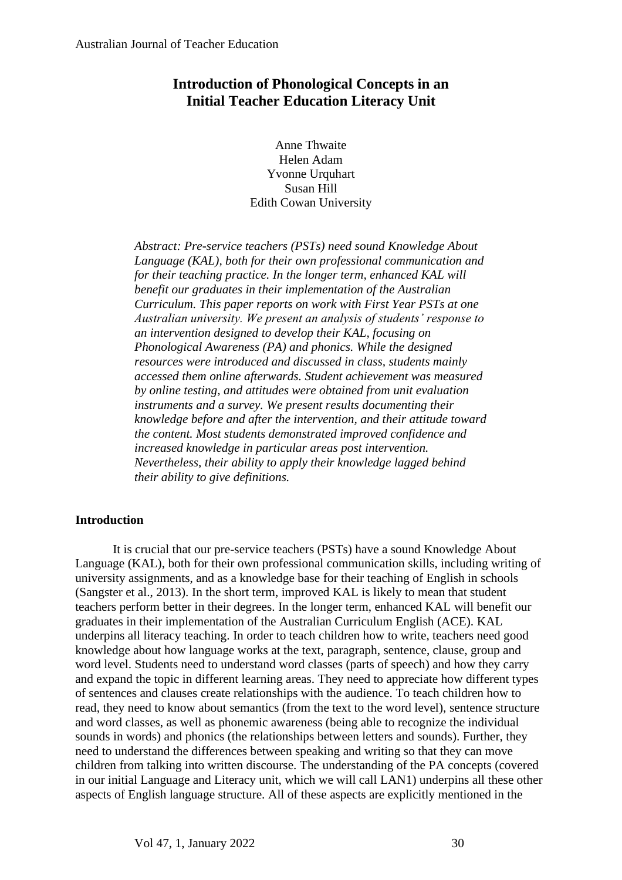# Introduction of Phonological Concepts in an Initial Teacher Education Literacy Unit

Anne Thwaite
Helen Adam
Yvonne Urquhart
Susan Hill
Edith Cowan University

*Abstract: Pre-service teachers (PSTs) need sound Knowledge About Language (KAL), both for their own professional communication and for their teaching practice. In the longer term, enhanced KAL will benefit our graduates in their implementation of the Australian Curriculum. This paper reports on work with First Year PSTs at one Australian university. We present an analysis of students' response to an intervention designed to develop their KAL, focusing on Phonological Awareness (PA) and phonics. While the designed resources were introduced and discussed in class, students mainly accessed them online afterwards. Student achievement was measured by online testing, and attitudes were obtained from unit evaluation instruments and a survey. We present results documenting their knowledge before and after the intervention, and their attitude toward the content. Most students demonstrated improved confidence and increased knowledge in particular areas post intervention. Nevertheless, their ability to apply their knowledge lagged behind their ability to give definitions.*

## Introduction

It is crucial that our pre-service teachers (PSTs) have a sound Knowledge About Language (KAL), both for their own professional communication skills, including writing of university assignments, and as a knowledge base for their teaching of English in schools (Sangster et al., 2013). In the short term, improved KAL is likely to mean that student teachers perform better in their degrees. In the longer term, enhanced KAL will benefit our graduates in their implementation of the Australian Curriculum English (ACE). KAL underpins all literacy teaching. In order to teach children how to write, teachers need good knowledge about how language works at the text, paragraph, sentence, clause, group and word level. Students need to understand word classes (parts of speech) and how they carry and expand the topic in different learning areas. They need to appreciate how different types of sentences and clauses create relationships with the audience. To teach children how to read, they need to know about semantics (from the text to the word level), sentence structure and word classes, as well as phonemic awareness (being able to recognize the individual sounds in words) and phonics (the relationships between letters and sounds). Further, they need to understand the differences between speaking and writing so that they can move children from talking into written discourse. The understanding of the PA concepts (covered in our initial Language and Literacy unit, which we will call LAN1) underpins all these other aspects of English language structure. All of these aspects are explicitly mentioned in the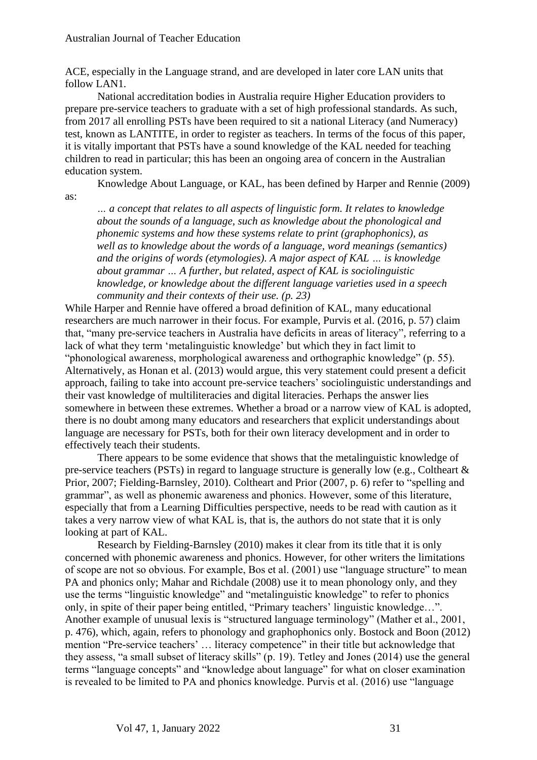ACE, especially in the Language strand, and are developed in later core LAN units that follow LAN1.

National accreditation bodies in Australia require Higher Education providers to prepare pre-service teachers to graduate with a set of high professional standards. As such, from 2017 all enrolling PSTs have been required to sit a national Literacy (and Numeracy) test, known as LANTITE, in order to register as teachers. In terms of the focus of this paper, it is vitally important that PSTs have a sound knowledge of the KAL needed for teaching children to read in particular; this has been an ongoing area of concern in the Australian education system.

Knowledge About Language, or KAL, has been defined by Harper and Rennie (2009) as:

> *… a concept that relates to all aspects of linguistic form. It relates to knowledge about the sounds of a language, such as knowledge about the phonological and phonemic systems and how these systems relate to print (graphophonics), as well as to knowledge about the words of a language, word meanings (semantics) and the origins of words (etymologies). A major aspect of KAL … is knowledge about grammar … A further, but related, aspect of KAL is sociolinguistic knowledge, or knowledge about the different language varieties used in a speech community and their contexts of their use. (p. 23)*

While Harper and Rennie have offered a broad definition of KAL, many educational researchers are much narrower in their focus. For example, Purvis et al. (2016, p. 57) claim that, "many pre-service teachers in Australia have deficits in areas of literacy", referring to a lack of what they term 'metalinguistic knowledge' but which they in fact limit to "phonological awareness, morphological awareness and orthographic knowledge" (p. 55). Alternatively, as Honan et al. (2013) would argue, this very statement could present a deficit approach, failing to take into account pre-service teachers' sociolinguistic understandings and their vast knowledge of multiliteracies and digital literacies. Perhaps the answer lies somewhere in between these extremes. Whether a broad or a narrow view of KAL is adopted, there is no doubt among many educators and researchers that explicit understandings about language are necessary for PSTs, both for their own literacy development and in order to effectively teach their students.

There appears to be some evidence that shows that the metalinguistic knowledge of pre-service teachers (PSTs) in regard to language structure is generally low (e.g., Coltheart & Prior, 2007; Fielding-Barnsley, 2010). Coltheart and Prior (2007, p. 6) refer to "spelling and grammar", as well as phonemic awareness and phonics. However, some of this literature, especially that from a Learning Difficulties perspective, needs to be read with caution as it takes a very narrow view of what KAL is, that is, the authors do not state that it is only looking at part of KAL.

Research by Fielding-Barnsley (2010) makes it clear from its title that it is only concerned with phonemic awareness and phonics. However, for other writers the limitations of scope are not so obvious. For example, Bos et al. (2001) use "language structure" to mean PA and phonics only; Mahar and Richdale (2008) use it to mean phonology only, and they use the terms "linguistic knowledge" and "metalinguistic knowledge" to refer to phonics only, in spite of their paper being entitled, "Primary teachers' linguistic knowledge…". Another example of unusual lexis is "structured language terminology" (Mather et al., 2001, p. 476), which, again, refers to phonology and graphophonics only. Bostock and Boon (2012) mention "Pre-service teachers' … literacy competence" in their title but acknowledge that they assess, "a small subset of literacy skills" (p. 19). Tetley and Jones (2014) use the general terms "language concepts" and "knowledge about language" for what on closer examination is revealed to be limited to PA and phonics knowledge. Purvis et al. (2016) use "language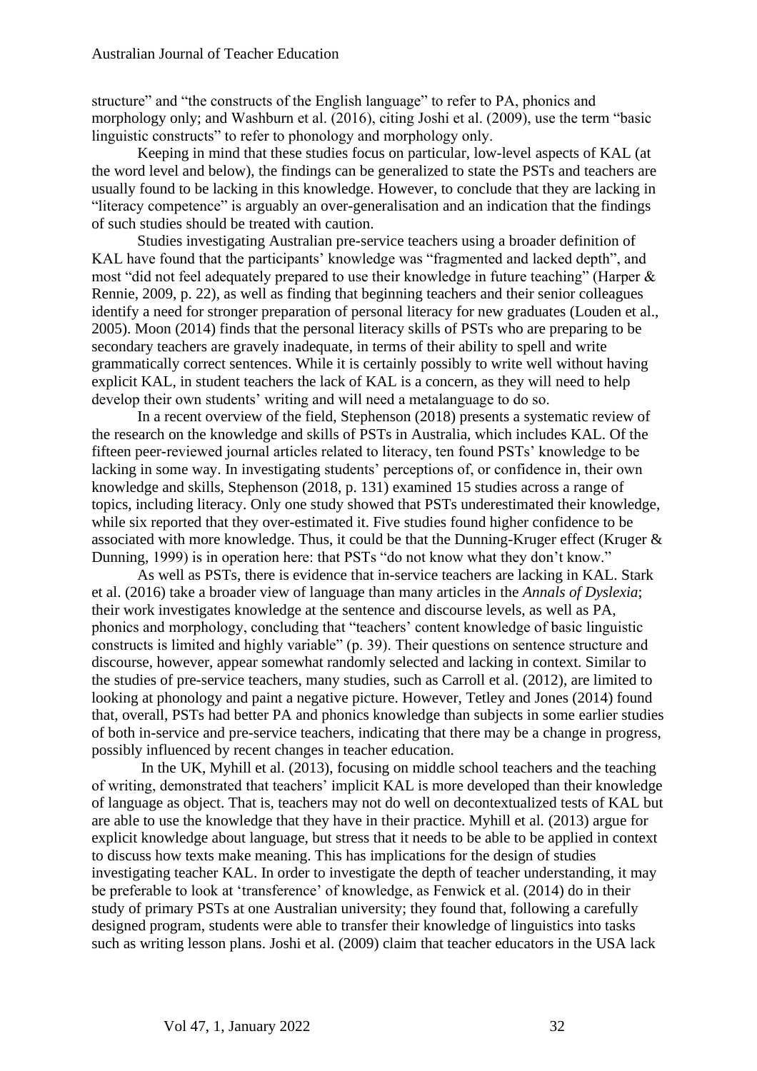structure" and "the constructs of the English language" to refer to PA, phonics and morphology only; and Washburn et al. (2016), citing Joshi et al. (2009), use the term "basic linguistic constructs" to refer to phonology and morphology only.

Keeping in mind that these studies focus on particular, low-level aspects of KAL (at the word level and below), the findings can be generalized to state the PSTs and teachers are usually found to be lacking in this knowledge. However, to conclude that they are lacking in "literacy competence" is arguably an over-generalisation and an indication that the findings of such studies should be treated with caution.

Studies investigating Australian pre-service teachers using a broader definition of KAL have found that the participants' knowledge was "fragmented and lacked depth", and most "did not feel adequately prepared to use their knowledge in future teaching" (Harper & Rennie, 2009, p. 22), as well as finding that beginning teachers and their senior colleagues identify a need for stronger preparation of personal literacy for new graduates (Louden et al., 2005). Moon (2014) finds that the personal literacy skills of PSTs who are preparing to be secondary teachers are gravely inadequate, in terms of their ability to spell and write grammatically correct sentences. While it is certainly possibly to write well without having explicit KAL, in student teachers the lack of KAL is a concern, as they will need to help develop their own students' writing and will need a metalanguage to do so.

In a recent overview of the field, Stephenson (2018) presents a systematic review of the research on the knowledge and skills of PSTs in Australia, which includes KAL. Of the fifteen peer-reviewed journal articles related to literacy, ten found PSTs' knowledge to be lacking in some way. In investigating students' perceptions of, or confidence in, their own knowledge and skills, Stephenson (2018, p. 131) examined 15 studies across a range of topics, including literacy. Only one study showed that PSTs underestimated their knowledge, while six reported that they over-estimated it. Five studies found higher confidence to be associated with more knowledge. Thus, it could be that the Dunning-Kruger effect (Kruger & Dunning, 1999) is in operation here: that PSTs "do not know what they don't know."

As well as PSTs, there is evidence that in-service teachers are lacking in KAL. Stark et al. (2016) take a broader view of language than many articles in the *Annals of Dyslexia*; their work investigates knowledge at the sentence and discourse levels, as well as PA, phonics and morphology, concluding that "teachers' content knowledge of basic linguistic constructs is limited and highly variable" (p. 39). Their questions on sentence structure and discourse, however, appear somewhat randomly selected and lacking in context. Similar to the studies of pre-service teachers, many studies, such as Carroll et al. (2012), are limited to looking at phonology and paint a negative picture. However, Tetley and Jones (2014) found that, overall, PSTs had better PA and phonics knowledge than subjects in some earlier studies of both in-service and pre-service teachers, indicating that there may be a change in progress, possibly influenced by recent changes in teacher education.

In the UK, Myhill et al. (2013), focusing on middle school teachers and the teaching of writing, demonstrated that teachers' implicit KAL is more developed than their knowledge of language as object. That is, teachers may not do well on decontextualized tests of KAL but are able to use the knowledge that they have in their practice. Myhill et al. (2013) argue for explicit knowledge about language, but stress that it needs to be able to be applied in context to discuss how texts make meaning. This has implications for the design of studies investigating teacher KAL. In order to investigate the depth of teacher understanding, it may be preferable to look at 'transference' of knowledge, as Fenwick et al. (2014) do in their study of primary PSTs at one Australian university; they found that, following a carefully designed program, students were able to transfer their knowledge of linguistics into tasks such as writing lesson plans. Joshi et al. (2009) claim that teacher educators in the USA lack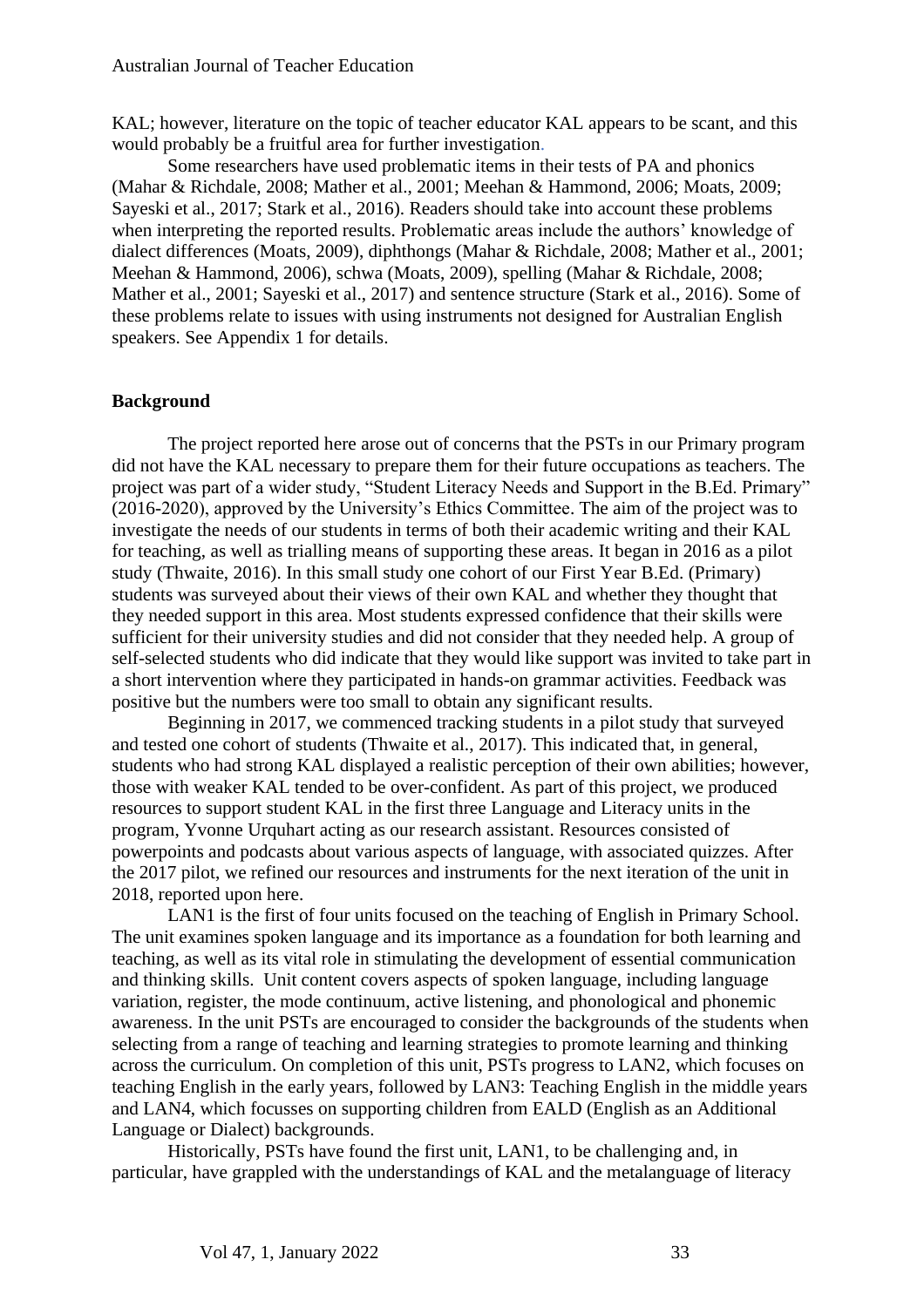KAL; however, literature on the topic of teacher educator KAL appears to be scant, and this would probably be a fruitful area for further investigation.

Some researchers have used problematic items in their tests of PA and phonics (Mahar & Richdale, 2008; Mather et al., 2001; Meehan & Hammond, 2006; Moats, 2009; Sayeski et al., 2017; Stark et al., 2016). Readers should take into account these problems when interpreting the reported results. Problematic areas include the authors' knowledge of dialect differences (Moats, 2009), diphthongs (Mahar & Richdale, 2008; Mather et al., 2001; Meehan & Hammond, 2006), schwa (Moats, 2009), spelling (Mahar & Richdale, 2008; Mather et al., 2001; Sayeski et al., 2017) and sentence structure (Stark et al., 2016). Some of these problems relate to issues with using instruments not designed for Australian English speakers. See Appendix 1 for details.

## Background

The project reported here arose out of concerns that the PSTs in our Primary program did not have the KAL necessary to prepare them for their future occupations as teachers. The project was part of a wider study, "Student Literacy Needs and Support in the B.Ed. Primary" (2016-2020), approved by the University's Ethics Committee. The aim of the project was to investigate the needs of our students in terms of both their academic writing and their KAL for teaching, as well as trialling means of supporting these areas. It began in 2016 as a pilot study (Thwaite, 2016). In this small study one cohort of our First Year B.Ed. (Primary) students was surveyed about their views of their own KAL and whether they thought that they needed support in this area. Most students expressed confidence that their skills were sufficient for their university studies and did not consider that they needed help. A group of self-selected students who did indicate that they would like support was invited to take part in a short intervention where they participated in hands-on grammar activities. Feedback was positive but the numbers were too small to obtain any significant results.

Beginning in 2017, we commenced tracking students in a pilot study that surveyed and tested one cohort of students (Thwaite et al., 2017). This indicated that, in general, students who had strong KAL displayed a realistic perception of their own abilities; however, those with weaker KAL tended to be over-confident. As part of this project, we produced resources to support student KAL in the first three Language and Literacy units in the program, Yvonne Urquhart acting as our research assistant. Resources consisted of powerpoints and podcasts about various aspects of language, with associated quizzes. After the 2017 pilot, we refined our resources and instruments for the next iteration of the unit in 2018, reported upon here.

LAN1 is the first of four units focused on the teaching of English in Primary School. The unit examines spoken language and its importance as a foundation for both learning and teaching, as well as its vital role in stimulating the development of essential communication and thinking skills. Unit content covers aspects of spoken language, including language variation, register, the mode continuum, active listening, and phonological and phonemic awareness. In the unit PSTs are encouraged to consider the backgrounds of the students when selecting from a range of teaching and learning strategies to promote learning and thinking across the curriculum. On completion of this unit, PSTs progress to LAN2, which focuses on teaching English in the early years, followed by LAN3: Teaching English in the middle years and LAN4, which focusses on supporting children from EALD (English as an Additional Language or Dialect) backgrounds.

Historically, PSTs have found the first unit, LAN1, to be challenging and, in particular, have grappled with the understandings of KAL and the metalanguage of literacy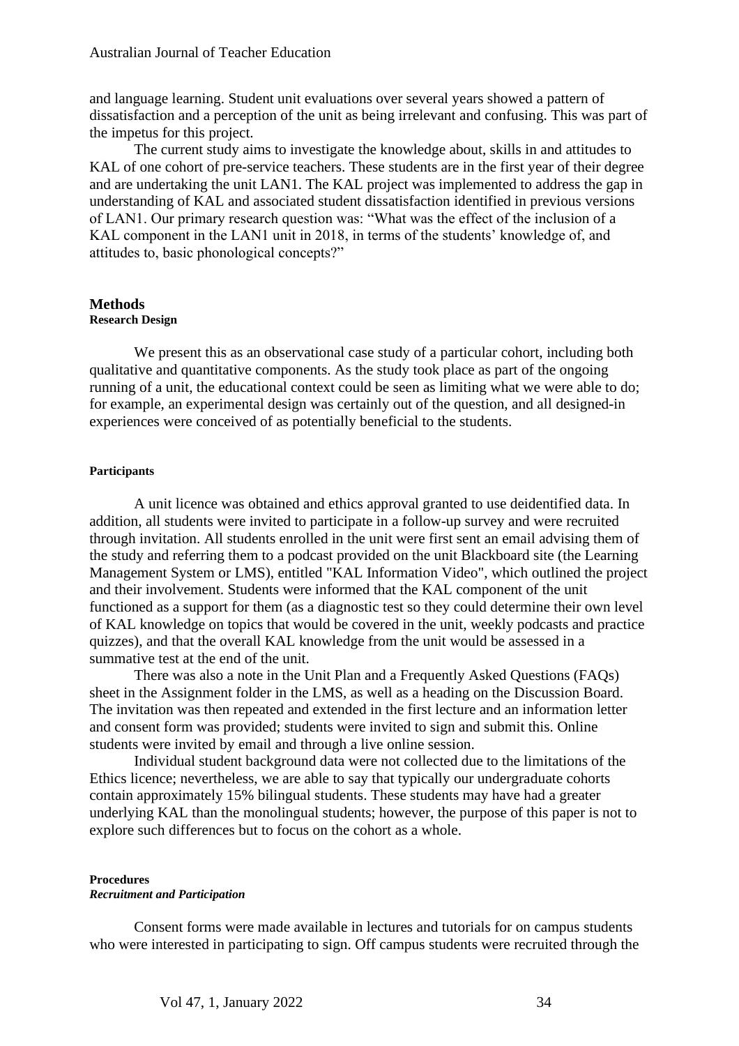and language learning. Student unit evaluations over several years showed a pattern of dissatisfaction and a perception of the unit as being irrelevant and confusing. This was part of the impetus for this project.

The current study aims to investigate the knowledge about, skills in and attitudes to KAL of one cohort of pre-service teachers. These students are in the first year of their degree and are undertaking the unit LAN1. The KAL project was implemented to address the gap in understanding of KAL and associated student dissatisfaction identified in previous versions of LAN1. Our primary research question was: "What was the effect of the inclusion of a KAL component in the LAN1 unit in 2018, in terms of the students' knowledge of, and attitudes to, basic phonological concepts?"

## Methods

### Research Design

We present this as an observational case study of a particular cohort, including both qualitative and quantitative components. As the study took place as part of the ongoing running of a unit, the educational context could be seen as limiting what we were able to do; for example, an experimental design was certainly out of the question, and all designed-in experiences were conceived of as potentially beneficial to the students.

### Participants

A unit licence was obtained and ethics approval granted to use deidentified data. In addition, all students were invited to participate in a follow-up survey and were recruited through invitation. All students enrolled in the unit were first sent an email advising them of the study and referring them to a podcast provided on the unit Blackboard site (the Learning Management System or LMS), entitled "KAL Information Video", which outlined the project and their involvement. Students were informed that the KAL component of the unit functioned as a support for them (as a diagnostic test so they could determine their own level of KAL knowledge on topics that would be covered in the unit, weekly podcasts and practice quizzes), and that the overall KAL knowledge from the unit would be assessed in a summative test at the end of the unit.

There was also a note in the Unit Plan and a Frequently Asked Questions (FAQs) sheet in the Assignment folder in the LMS, as well as a heading on the Discussion Board. The invitation was then repeated and extended in the first lecture and an information letter and consent form was provided; students were invited to sign and submit this. Online students were invited by email and through a live online session.

Individual student background data were not collected due to the limitations of the Ethics licence; nevertheless, we are able to say that typically our undergraduate cohorts contain approximately 15% bilingual students. These students may have had a greater underlying KAL than the monolingual students; however, the purpose of this paper is not to explore such differences but to focus on the cohort as a whole.

### Procedures

#### *Recruitment and Participation*

Consent forms were made available in lectures and tutorials for on campus students who were interested in participating to sign. Off campus students were recruited through the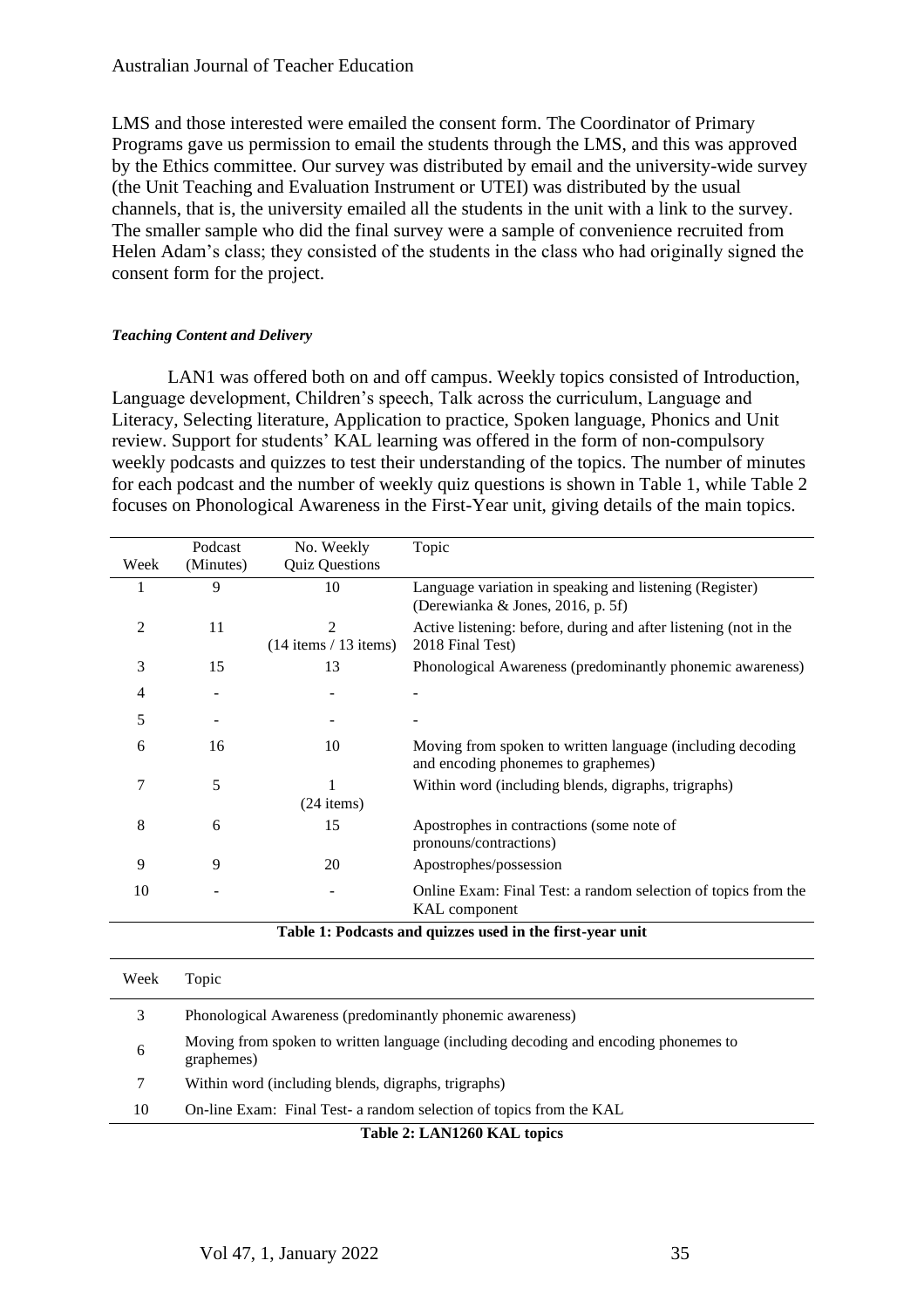LMS and those interested were emailed the consent form. The Coordinator of Primary Programs gave us permission to email the students through the LMS, and this was approved by the Ethics committee. Our survey was distributed by email and the university-wide survey (the Unit Teaching and Evaluation Instrument or UTEI) was distributed by the usual channels, that is, the university emailed all the students in the unit with a link to the survey. The smaller sample who did the final survey were a sample of convenience recruited from Helen Adam's class; they consisted of the students in the class who had originally signed the consent form for the project.

#### *Teaching Content and Delivery*

LAN1 was offered both on and off campus. Weekly topics consisted of Introduction, Language development, Children's speech, Talk across the curriculum, Language and Literacy, Selecting literature, Application to practice, Spoken language, Phonics and Unit review. Support for students' KAL learning was offered in the form of non-compulsory weekly podcasts and quizzes to test their understanding of the topics. The number of minutes for each podcast and the number of weekly quiz questions is shown in Table 1, while Table 2 focuses on Phonological Awareness in the First-Year unit, giving details of the main topics.

| Week | Podcast (Minutes) | No. Weekly Quiz Questions | Topic |
|---|---|---|---|
| 1 | 9 | 10 | Language variation in speaking and listening (Register) (Derewianka & Jones, 2016, p. 5f) |
| 2 | 11 | 2 (14 items / 13 items) | Active listening: before, during and after listening (not in the 2018 Final Test) |
| 3 | 15 | 13 | Phonological Awareness (predominantly phonemic awareness) |
| 4 | - | - | - |
| 5 | - | - | - |
| 6 | 16 | 10 | Moving from spoken to written language (including decoding and encoding phonemes to graphemes) |
| 7 | 5 | 1 (24 items) | Within word (including blends, digraphs, trigraphs) |
| 8 | 6 | 15 | Apostrophes in contractions (some note of pronouns/contractions) |
| 9 | 9 | 20 | Apostrophes/possession |
| 10 | - | - | Online Exam: Final Test: a random selection of topics from the KAL component |

**Table 1: Podcasts and quizzes used in the first-year unit**

| Week | Topic |
|---|---|
| 3 | Phonological Awareness (predominantly phonemic awareness) |
| 6 | Moving from spoken to written language (including decoding and encoding phonemes to graphemes) |
| 7 | Within word (including blends, digraphs, trigraphs) |
| 10 | On-line Exam: Final Test- a random selection of topics from the KAL |

**Table 2: LAN1260 KAL topics**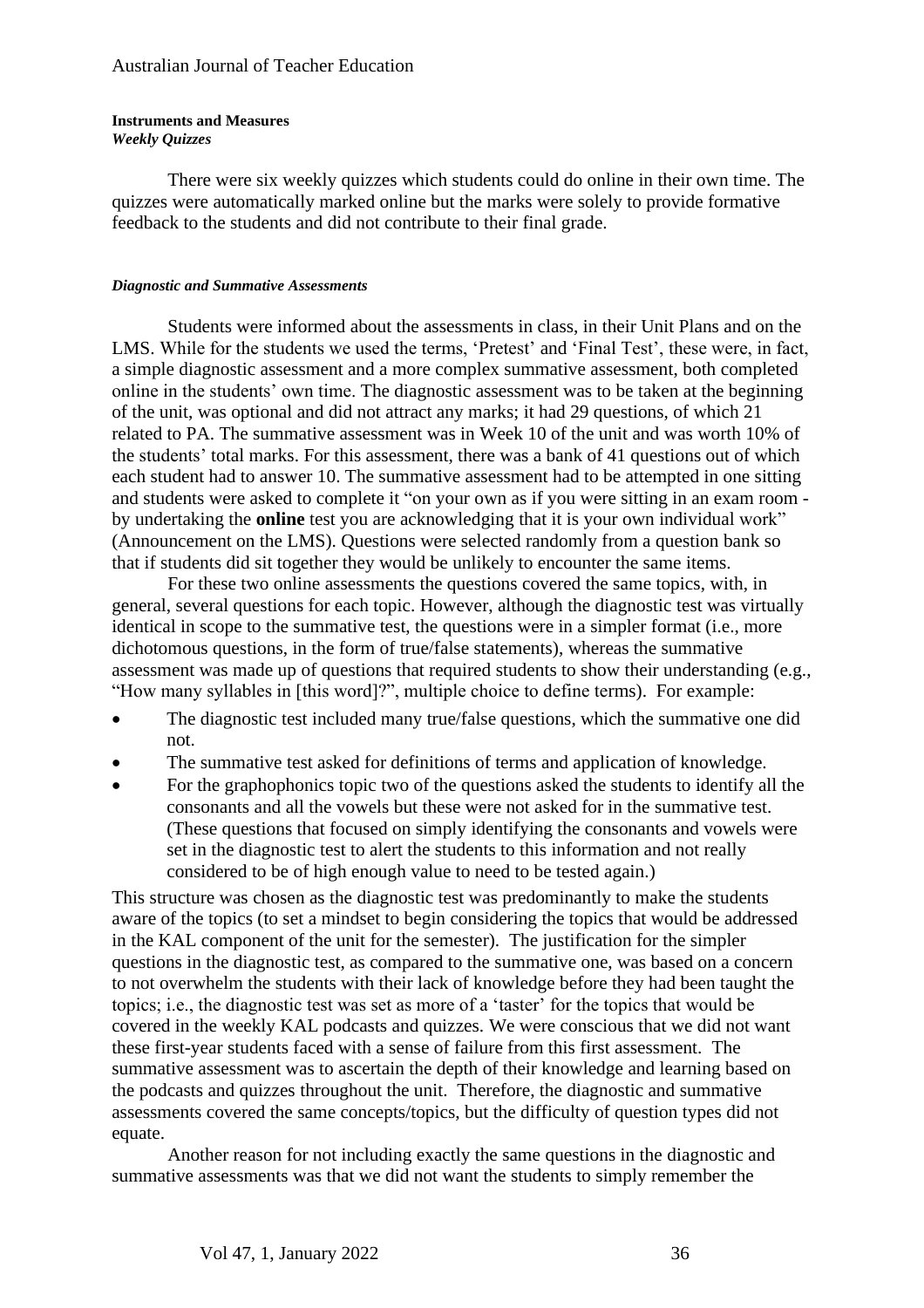**Instruments and Measures**
***Weekly Quizzes***

There were six weekly quizzes which students could do online in their own time. The quizzes were automatically marked online but the marks were solely to provide formative feedback to the students and did not contribute to their final grade.

***Diagnostic and Summative Assessments***

Students were informed about the assessments in class, in their Unit Plans and on the LMS. While for the students we used the terms, 'Pretest' and 'Final Test', these were, in fact, a simple diagnostic assessment and a more complex summative assessment, both completed online in the students' own time. The diagnostic assessment was to be taken at the beginning of the unit, was optional and did not attract any marks; it had 29 questions, of which 21 related to PA. The summative assessment was in Week 10 of the unit and was worth 10% of the students' total marks. For this assessment, there was a bank of 41 questions out of which each student had to answer 10. The summative assessment had to be attempted in one sitting and students were asked to complete it "on your own as if you were sitting in an exam room - by undertaking the **online** test you are acknowledging that it is your own individual work" (Announcement on the LMS). Questions were selected randomly from a question bank so that if students did sit together they would be unlikely to encounter the same items.

For these two online assessments the questions covered the same topics, with, in general, several questions for each topic. However, although the diagnostic test was virtually identical in scope to the summative test, the questions were in a simpler format (i.e., more dichotomous questions, in the form of true/false statements), whereas the summative assessment was made up of questions that required students to show their understanding (e.g., "How many syllables in [this word]?", multiple choice to define terms). For example:

- The diagnostic test included many true/false questions, which the summative one did not.
- The summative test asked for definitions of terms and application of knowledge.
- For the graphophonics topic two of the questions asked the students to identify all the consonants and all the vowels but these were not asked for in the summative test. (These questions that focused on simply identifying the consonants and vowels were set in the diagnostic test to alert the students to this information and not really considered to be of high enough value to need to be tested again.)

This structure was chosen as the diagnostic test was predominantly to make the students aware of the topics (to set a mindset to begin considering the topics that would be addressed in the KAL component of the unit for the semester). The justification for the simpler questions in the diagnostic test, as compared to the summative one, was based on a concern to not overwhelm the students with their lack of knowledge before they had been taught the topics; i.e., the diagnostic test was set as more of a 'taster' for the topics that would be covered in the weekly KAL podcasts and quizzes. We were conscious that we did not want these first-year students faced with a sense of failure from this first assessment. The summative assessment was to ascertain the depth of their knowledge and learning based on the podcasts and quizzes throughout the unit. Therefore, the diagnostic and summative assessments covered the same concepts/topics, but the difficulty of question types did not equate.

Another reason for not including exactly the same questions in the diagnostic and summative assessments was that we did not want the students to simply remember the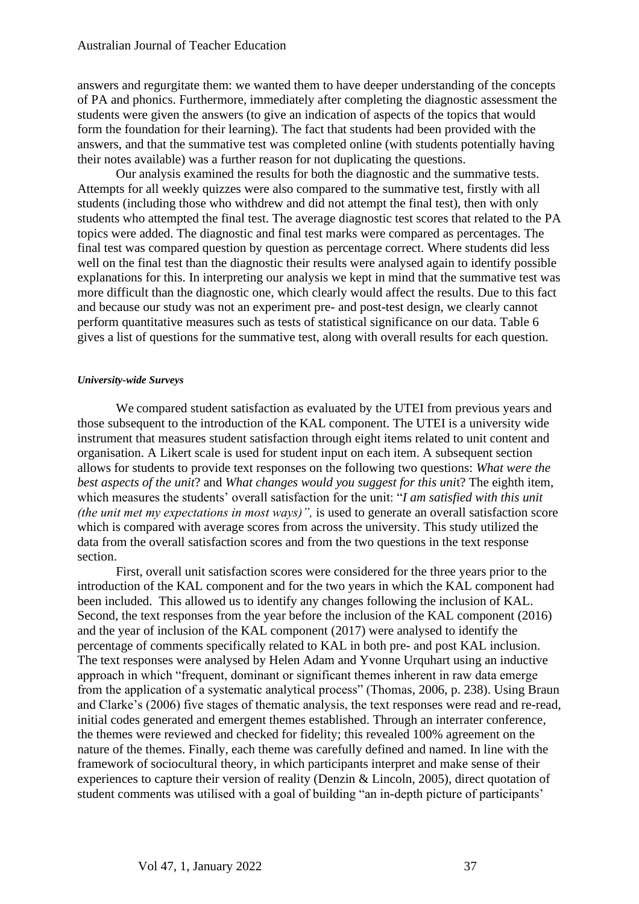answers and regurgitate them: we wanted them to have deeper understanding of the concepts of PA and phonics. Furthermore, immediately after completing the diagnostic assessment the students were given the answers (to give an indication of aspects of the topics that would form the foundation for their learning). The fact that students had been provided with the answers, and that the summative test was completed online (with students potentially having their notes available) was a further reason for not duplicating the questions.

Our analysis examined the results for both the diagnostic and the summative tests. Attempts for all weekly quizzes were also compared to the summative test, firstly with all students (including those who withdrew and did not attempt the final test), then with only students who attempted the final test. The average diagnostic test scores that related to the PA topics were added. The diagnostic and final test marks were compared as percentages. The final test was compared question by question as percentage correct. Where students did less well on the final test than the diagnostic their results were analysed again to identify possible explanations for this. In interpreting our analysis we kept in mind that the summative test was more difficult than the diagnostic one, which clearly would affect the results. Due to this fact and because our study was not an experiment pre- and post-test design, we clearly cannot perform quantitative measures such as tests of statistical significance on our data. Table 6 gives a list of questions for the summative test, along with overall results for each question.

#### *University-wide Surveys*

We compared student satisfaction as evaluated by the UTEI from previous years and those subsequent to the introduction of the KAL component. The UTEI is a university wide instrument that measures student satisfaction through eight items related to unit content and organisation. A Likert scale is used for student input on each item. A subsequent section allows for students to provide text responses on the following two questions: *What were the best aspects of the unit*? and *What changes would you suggest for this unit*? The eighth item, which measures the students' overall satisfaction for the unit: "*I am satisfied with this unit (the unit met my expectations in most ways)",* is used to generate an overall satisfaction score which is compared with average scores from across the university. This study utilized the data from the overall satisfaction scores and from the two questions in the text response section.

First, overall unit satisfaction scores were considered for the three years prior to the introduction of the KAL component and for the two years in which the KAL component had been included. This allowed us to identify any changes following the inclusion of KAL. Second, the text responses from the year before the inclusion of the KAL component (2016) and the year of inclusion of the KAL component (2017) were analysed to identify the percentage of comments specifically related to KAL in both pre- and post KAL inclusion. The text responses were analysed by Helen Adam and Yvonne Urquhart using an inductive approach in which "frequent, dominant or significant themes inherent in raw data emerge from the application of a systematic analytical process" (Thomas, 2006, p. 238). Using Braun and Clarke's (2006) five stages of thematic analysis, the text responses were read and re-read, initial codes generated and emergent themes established. Through an interrater conference, the themes were reviewed and checked for fidelity; this revealed 100% agreement on the nature of the themes. Finally, each theme was carefully defined and named. In line with the framework of sociocultural theory, in which participants interpret and make sense of their experiences to capture their version of reality (Denzin & Lincoln, 2005), direct quotation of student comments was utilised with a goal of building "an in-depth picture of participants'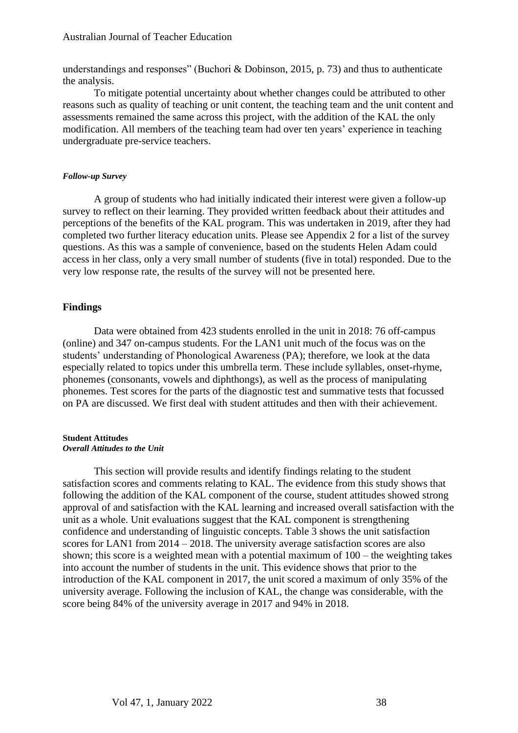understandings and responses" (Buchori & Dobinson, 2015, p. 73) and thus to authenticate the analysis.

To mitigate potential uncertainty about whether changes could be attributed to other reasons such as quality of teaching or unit content, the teaching team and the unit content and assessments remained the same across this project, with the addition of the KAL the only modification. All members of the teaching team had over ten years' experience in teaching undergraduate pre-service teachers.

#### *Follow-up Survey*

A group of students who had initially indicated their interest were given a follow-up survey to reflect on their learning. They provided written feedback about their attitudes and perceptions of the benefits of the KAL program. This was undertaken in 2019, after they had completed two further literacy education units. Please see Appendix 2 for a list of the survey questions. As this was a sample of convenience, based on the students Helen Adam could access in her class, only a very small number of students (five in total) responded. Due to the very low response rate, the results of the survey will not be presented here.

## Findings

Data were obtained from 423 students enrolled in the unit in 2018: 76 off-campus (online) and 347 on-campus students. For the LAN1 unit much of the focus was on the students' understanding of Phonological Awareness (PA); therefore, we look at the data especially related to topics under this umbrella term. These include syllables, onset-rhyme, phonemes (consonants, vowels and diphthongs), as well as the process of manipulating phonemes. Test scores for the parts of the diagnostic test and summative tests that focussed on PA are discussed. We first deal with student attitudes and then with their achievement.

### Student Attitudes

#### *Overall Attitudes to the Unit*

This section will provide results and identify findings relating to the student satisfaction scores and comments relating to KAL. The evidence from this study shows that following the addition of the KAL component of the course, student attitudes showed strong approval of and satisfaction with the KAL learning and increased overall satisfaction with the unit as a whole. Unit evaluations suggest that the KAL component is strengthening confidence and understanding of linguistic concepts. Table 3 shows the unit satisfaction scores for LAN1 from 2014 – 2018. The university average satisfaction scores are also shown; this score is a weighted mean with a potential maximum of 100 – the weighting takes into account the number of students in the unit. This evidence shows that prior to the introduction of the KAL component in 2017, the unit scored a maximum of only 35% of the university average. Following the inclusion of KAL, the change was considerable, with the score being 84% of the university average in 2017 and 94% in 2018.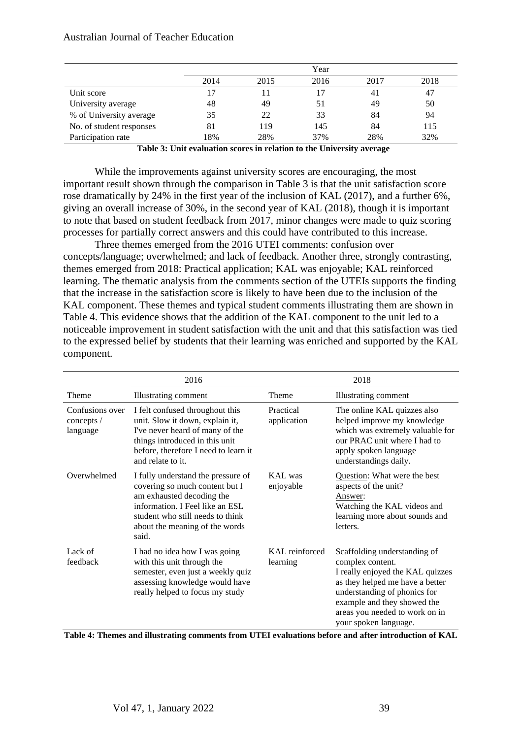| | Year | | | | |
|---|---|---|---|---|---|
| | 2014 | 2015 | 2016 | 2017 | 2018 |
| Unit score | 17 | 11 | 17 | 41 | 47 |
| University average | 48 | 49 | 51 | 49 | 50 |
| % of University average | 35 | 22 | 33 | 84 | 94 |
| No. of student responses | 81 | 119 | 145 | 84 | 115 |
| Participation rate | 18% | 28% | 37% | 28% | 32% |

**Table 3: Unit evaluation scores in relation to the University average**

While the improvements against university scores are encouraging, the most important result shown through the comparison in Table 3 is that the unit satisfaction score rose dramatically by 24% in the first year of the inclusion of KAL (2017), and a further 6%, giving an overall increase of 30%, in the second year of KAL (2018), though it is important to note that based on student feedback from 2017, minor changes were made to quiz scoring processes for partially correct answers and this could have contributed to this increase.

Three themes emerged from the 2016 UTEI comments: confusion over concepts/language; overwhelmed; and lack of feedback. Another three, strongly contrasting, themes emerged from 2018: Practical application; KAL was enjoyable; KAL reinforced learning. The thematic analysis from the comments section of the UTEIs supports the finding that the increase in the satisfaction score is likely to have been due to the inclusion of the KAL component. These themes and typical student comments illustrating them are shown in Table 4. This evidence shows that the addition of the KAL component to the unit led to a noticeable improvement in student satisfaction with the unit and that this satisfaction was tied to the expressed belief by students that their learning was enriched and supported by the KAL component.

| 2016 | | 2018 | |
|---|---|---|---|
| Theme | Illustrating comment | Theme | Illustrating comment |
| Confusions over concepts / language | I felt confused throughout this unit. Slow it down, explain it, I've never heard of many of the things introduced in this unit before, therefore I need to learn it and relate to it. | Practical application | The online KAL quizzes also helped improve my knowledge which was extremely valuable for our PRAC unit where I had to apply spoken language understandings daily. |
| Overwhelmed | I fully understand the pressure of covering so much content but I am exhausted decoding the information. I Feel like an ESL student who still needs to think about the meaning of the words said. | KAL was enjoyable | Question: What were the best aspects of the unit? Answer: Watching the KAL videos and learning more about sounds and letters. |
| Lack of feedback | I had no idea how I was going with this unit through the semester, even just a weekly quiz assessing knowledge would have really helped to focus my study | KAL reinforced learning | Scaffolding understanding of complex content. I really enjoyed the KAL quizzes as they helped me have a better understanding of phonics for example and they showed the areas you needed to work on in your spoken language. |

**Table 4: Themes and illustrating comments from UTEI evaluations before and after introduction of KAL**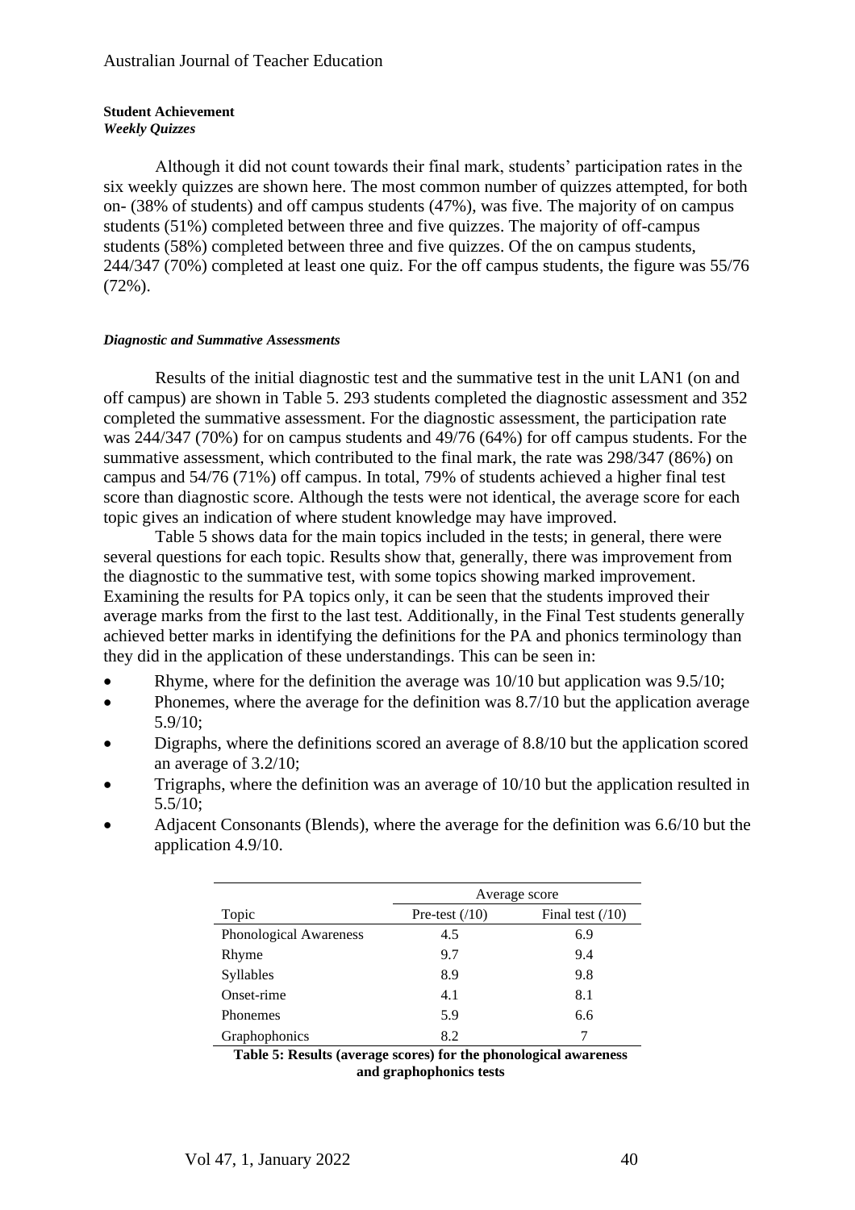**Student Achievement**

***Weekly Quizzes***

Although it did not count towards their final mark, students' participation rates in the six weekly quizzes are shown here. The most common number of quizzes attempted, for both on- (38% of students) and off campus students (47%), was five. The majority of on campus students (51%) completed between three and five quizzes. The majority of off-campus students (58%) completed between three and five quizzes. Of the on campus students, 244/347 (70%) completed at least one quiz. For the off campus students, the figure was 55/76 (72%).

***Diagnostic and Summative Assessments***

Results of the initial diagnostic test and the summative test in the unit LAN1 (on and off campus) are shown in Table 5. 293 students completed the diagnostic assessment and 352 completed the summative assessment. For the diagnostic assessment, the participation rate was 244/347 (70%) for on campus students and 49/76 (64%) for off campus students. For the summative assessment, which contributed to the final mark, the rate was 298/347 (86%) on campus and 54/76 (71%) off campus. In total, 79% of students achieved a higher final test score than diagnostic score. Although the tests were not identical, the average score for each topic gives an indication of where student knowledge may have improved.

Table 5 shows data for the main topics included in the tests; in general, there were several questions for each topic. Results show that, generally, there was improvement from the diagnostic to the summative test, with some topics showing marked improvement. Examining the results for PA topics only, it can be seen that the students improved their average marks from the first to the last test. Additionally, in the Final Test students generally achieved better marks in identifying the definitions for the PA and phonics terminology than they did in the application of these understandings. This can be seen in:

- Rhyme, where for the definition the average was 10/10 but application was 9.5/10;
- Phonemes, where the average for the definition was 8.7/10 but the application average 5.9/10;
- Digraphs, where the definitions scored an average of 8.8/10 but the application scored an average of 3.2/10;
- Trigraphs, where the definition was an average of 10/10 but the application resulted in 5.5/10;
- Adjacent Consonants (Blends), where the average for the definition was 6.6/10 but the application 4.9/10.

| | Average score | |
|---|---|---|
| Topic | Pre-test (/10) | Final test (/10) |
| Phonological Awareness | 4.5 | 6.9 |
| Rhyme | 9.7 | 9.4 |
| Syllables | 8.9 | 9.8 |
| Onset-rime | 4.1 | 8.1 |
| Phonemes | 5.9 | 6.6 |
| Graphophonics | 8.2 | 7 |

**Table 5: Results (average scores) for the phonological awareness and graphophonics tests**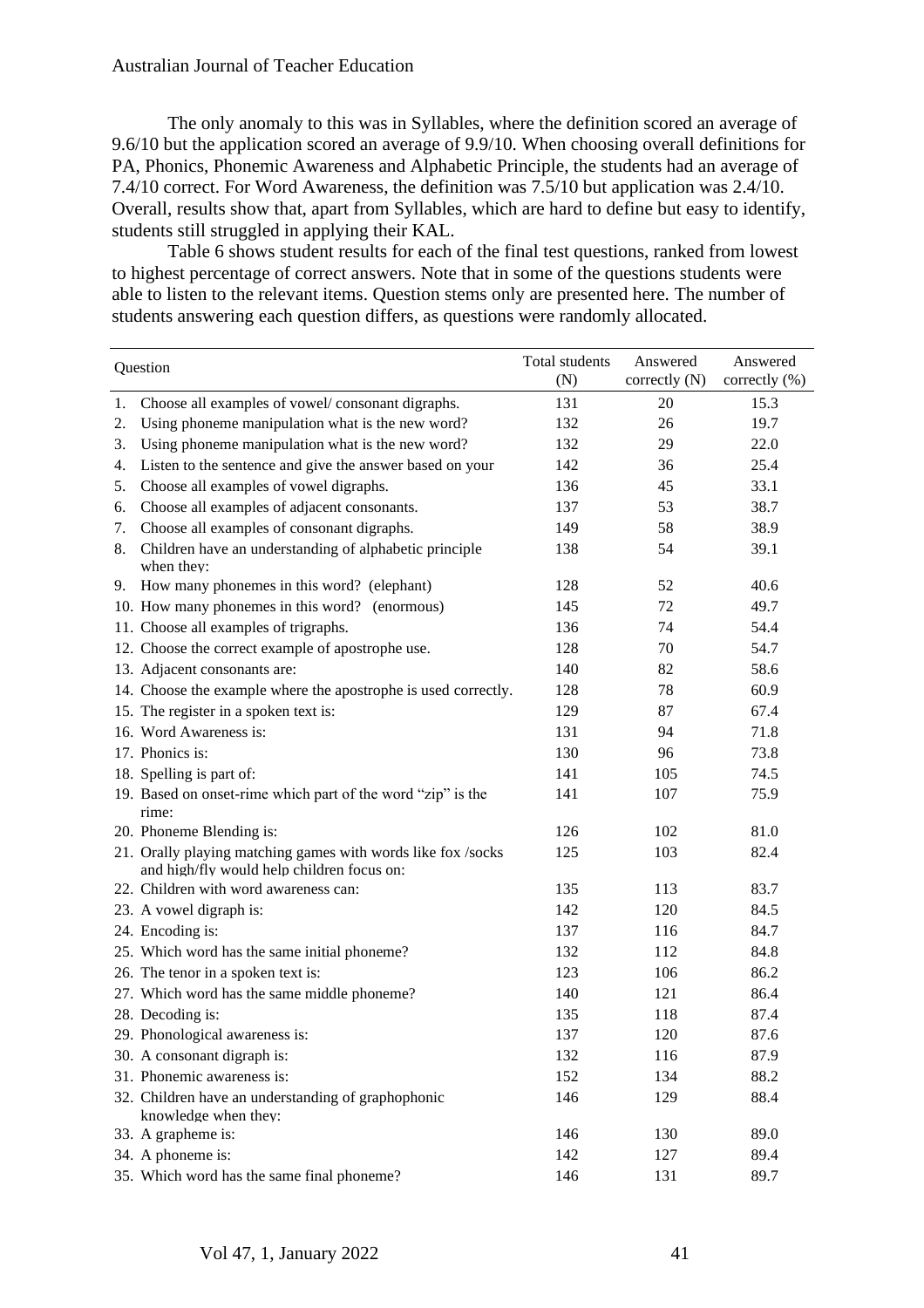The only anomaly to this was in Syllables, where the definition scored an average of 9.6/10 but the application scored an average of 9.9/10. When choosing overall definitions for PA, Phonics, Phonemic Awareness and Alphabetic Principle, the students had an average of 7.4/10 correct. For Word Awareness, the definition was 7.5/10 but application was 2.4/10. Overall, results show that, apart from Syllables, which are hard to define but easy to identify, students still struggled in applying their KAL.

Table 6 shows student results for each of the final test questions, ranked from lowest to highest percentage of correct answers. Note that in some of the questions students were able to listen to the relevant items. Question stems only are presented here. The number of students answering each question differs, as questions were randomly allocated.

| Question | Total students (N) | Answered correctly (N) | Answered correctly (%) |
|---|---|---|---|
| 1. Choose all examples of vowel/ consonant digraphs. | 131 | 20 | 15.3 |
| 2. Using phoneme manipulation what is the new word? | 132 | 26 | 19.7 |
| 3. Using phoneme manipulation what is the new word? | 132 | 29 | 22.0 |
| 4. Listen to the sentence and give the answer based on your | 142 | 36 | 25.4 |
| 5. Choose all examples of vowel digraphs. | 136 | 45 | 33.1 |
| 6. Choose all examples of adjacent consonants. | 137 | 53 | 38.7 |
| 7. Choose all examples of consonant digraphs. | 149 | 58 | 38.9 |
| 8. Children have an understanding of alphabetic principle when they: | 138 | 54 | 39.1 |
| 9. How many phonemes in this word? (elephant) | 128 | 52 | 40.6 |
| 10. How many phonemes in this word? (enormous) | 145 | 72 | 49.7 |
| 11. Choose all examples of trigraphs. | 136 | 74 | 54.4 |
| 12. Choose the correct example of apostrophe use. | 128 | 70 | 54.7 |
| 13. Adjacent consonants are: | 140 | 82 | 58.6 |
| 14. Choose the example where the apostrophe is used correctly. | 128 | 78 | 60.9 |
| 15. The register in a spoken text is: | 129 | 87 | 67.4 |
| 16. Word Awareness is: | 131 | 94 | 71.8 |
| 17. Phonics is: | 130 | 96 | 73.8 |
| 18. Spelling is part of: | 141 | 105 | 74.5 |
| 19. Based on onset-rime which part of the word "zip" is the rime: | 141 | 107 | 75.9 |
| 20. Phoneme Blending is: | 126 | 102 | 81.0 |
| 21. Orally playing matching games with words like fox /socks and high/fly would help children focus on: | 125 | 103 | 82.4 |
| 22. Children with word awareness can: | 135 | 113 | 83.7 |
| 23. A vowel digraph is: | 142 | 120 | 84.5 |
| 24. Encoding is: | 137 | 116 | 84.7 |
| 25. Which word has the same initial phoneme? | 132 | 112 | 84.8 |
| 26. The tenor in a spoken text is: | 123 | 106 | 86.2 |
| 27. Which word has the same middle phoneme? | 140 | 121 | 86.4 |
| 28. Decoding is: | 135 | 118 | 87.4 |
| 29. Phonological awareness is: | 137 | 120 | 87.6 |
| 30. A consonant digraph is: | 132 | 116 | 87.9 |
| 31. Phonemic awareness is: | 152 | 134 | 88.2 |
| 32. Children have an understanding of graphophonic knowledge when they: | 146 | 129 | 88.4 |
| 33. A grapheme is: | 146 | 130 | 89.0 |
| 34. A phoneme is: | 142 | 127 | 89.4 |
| 35. Which word has the same final phoneme? | 146 | 131 | 89.7 |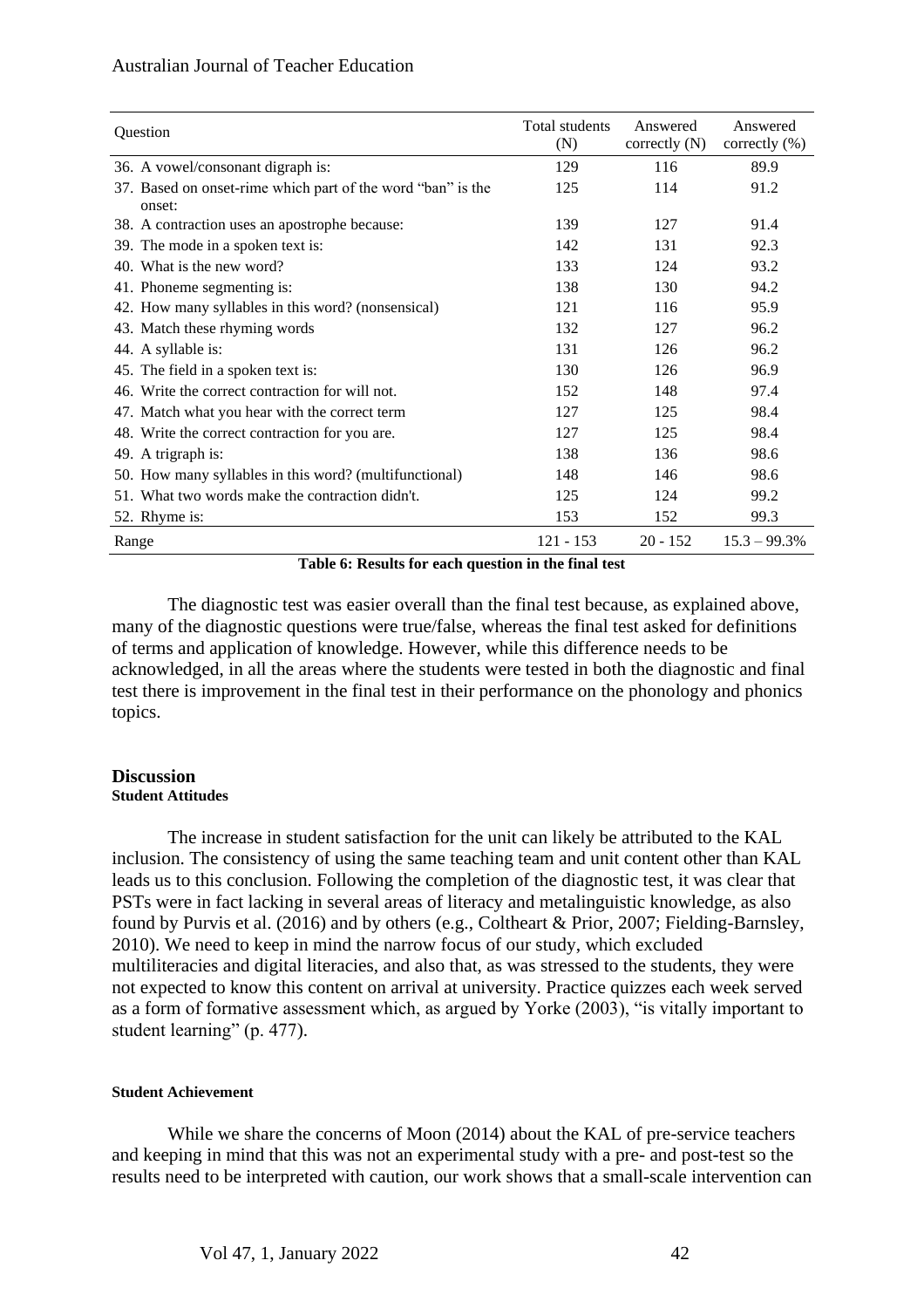| Question | Total students (N) | Answered correctly (N) | Answered correctly (%) |
|---|---|---|---|
| 36. A vowel/consonant digraph is: | 129 | 116 | 89.9 |
| 37. Based on onset-rime which part of the word "ban" is the onset: | 125 | 114 | 91.2 |
| 38. A contraction uses an apostrophe because: | 139 | 127 | 91.4 |
| 39. The mode in a spoken text is: | 142 | 131 | 92.3 |
| 40. What is the new word? | 133 | 124 | 93.2 |
| 41. Phoneme segmenting is: | 138 | 130 | 94.2 |
| 42. How many syllables in this word? (nonsensical) | 121 | 116 | 95.9 |
| 43. Match these rhyming words | 132 | 127 | 96.2 |
| 44. A syllable is: | 131 | 126 | 96.2 |
| 45. The field in a spoken text is: | 130 | 126 | 96.9 |
| 46. Write the correct contraction for will not. | 152 | 148 | 97.4 |
| 47. Match what you hear with the correct term | 127 | 125 | 98.4 |
| 48. Write the correct contraction for you are. | 127 | 125 | 98.4 |
| 49. A trigraph is: | 138 | 136 | 98.6 |
| 50. How many syllables in this word? (multifunctional) | 148 | 146 | 98.6 |
| 51. What two words make the contraction didn't. | 125 | 124 | 99.2 |
| 52. Rhyme is: | 153 | 152 | 99.3 |
| Range | 121 - 153 | 20 - 152 | 15.3 – 99.3% |

**Table 6: Results for each question in the final test**

The diagnostic test was easier overall than the final test because, as explained above, many of the diagnostic questions were true/false, whereas the final test asked for definitions of terms and application of knowledge. However, while this difference needs to be acknowledged, in all the areas where the students were tested in both the diagnostic and final test there is improvement in the final test in their performance on the phonology and phonics topics.

## Discussion

### Student Attitudes

The increase in student satisfaction for the unit can likely be attributed to the KAL inclusion. The consistency of using the same teaching team and unit content other than KAL leads us to this conclusion. Following the completion of the diagnostic test, it was clear that PSTs were in fact lacking in several areas of literacy and metalinguistic knowledge, as also found by Purvis et al. (2016) and by others (e.g., Coltheart & Prior, 2007; Fielding-Barnsley, 2010). We need to keep in mind the narrow focus of our study, which excluded multiliteracies and digital literacies, and also that, as was stressed to the students, they were not expected to know this content on arrival at university. Practice quizzes each week served as a form of formative assessment which, as argued by Yorke (2003), "is vitally important to student learning" (p. 477).

### Student Achievement

While we share the concerns of Moon (2014) about the KAL of pre-service teachers and keeping in mind that this was not an experimental study with a pre- and post-test so the results need to be interpreted with caution, our work shows that a small-scale intervention can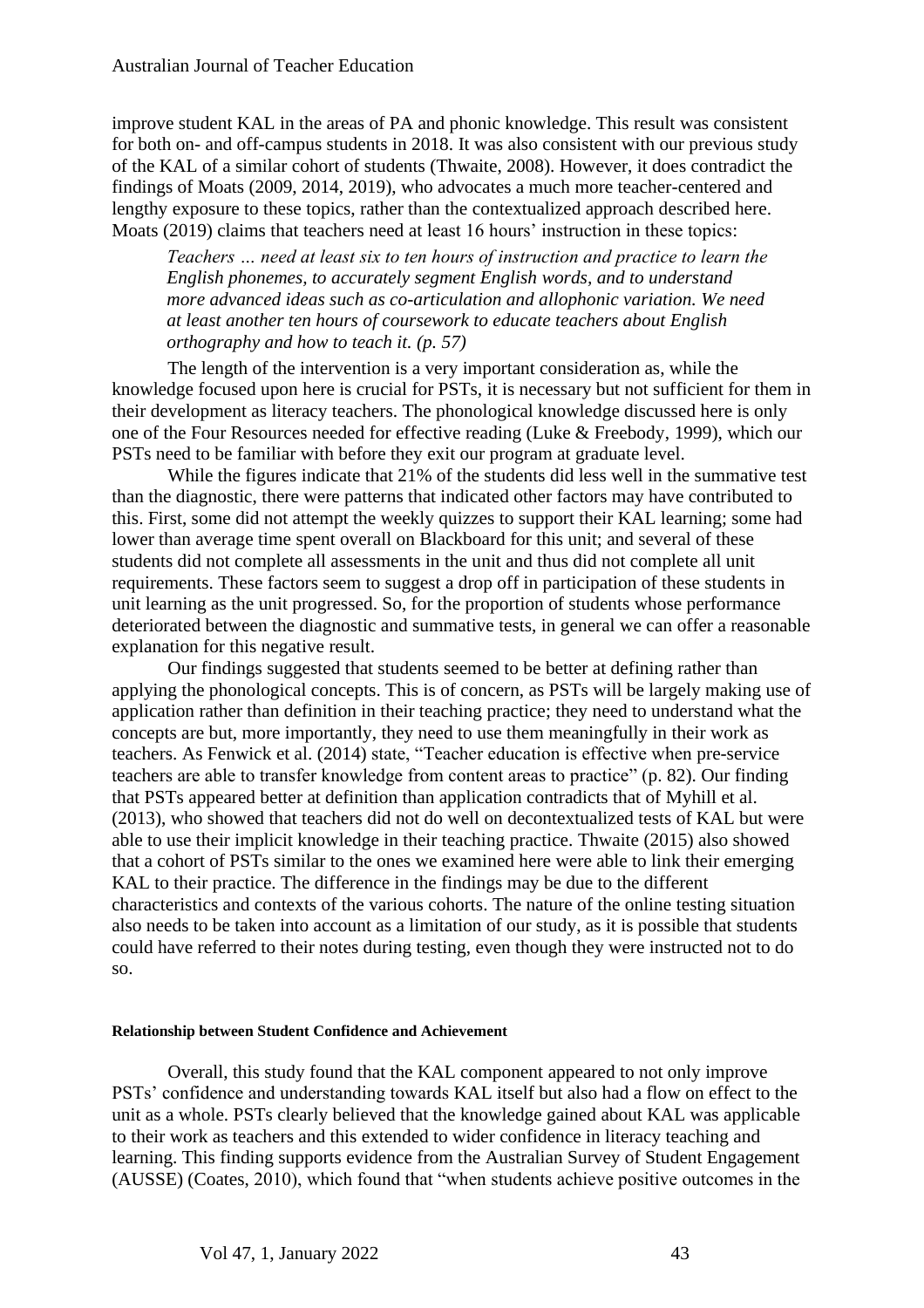improve student KAL in the areas of PA and phonic knowledge. This result was consistent for both on- and off-campus students in 2018. It was also consistent with our previous study of the KAL of a similar cohort of students (Thwaite, 2008). However, it does contradict the findings of Moats (2009, 2014, 2019), who advocates a much more teacher-centered and lengthy exposure to these topics, rather than the contextualized approach described here. Moats (2019) claims that teachers need at least 16 hours' instruction in these topics:

> *Teachers … need at least six to ten hours of instruction and practice to learn the English phonemes, to accurately segment English words, and to understand more advanced ideas such as co-articulation and allophonic variation. We need at least another ten hours of coursework to educate teachers about English orthography and how to teach it. (p. 57)*

The length of the intervention is a very important consideration as, while the knowledge focused upon here is crucial for PSTs, it is necessary but not sufficient for them in their development as literacy teachers. The phonological knowledge discussed here is only one of the Four Resources needed for effective reading (Luke & Freebody, 1999), which our PSTs need to be familiar with before they exit our program at graduate level.

While the figures indicate that 21% of the students did less well in the summative test than the diagnostic, there were patterns that indicated other factors may have contributed to this. First, some did not attempt the weekly quizzes to support their KAL learning; some had lower than average time spent overall on Blackboard for this unit; and several of these students did not complete all assessments in the unit and thus did not complete all unit requirements. These factors seem to suggest a drop off in participation of these students in unit learning as the unit progressed. So, for the proportion of students whose performance deteriorated between the diagnostic and summative tests, in general we can offer a reasonable explanation for this negative result.

Our findings suggested that students seemed to be better at defining rather than applying the phonological concepts. This is of concern, as PSTs will be largely making use of application rather than definition in their teaching practice; they need to understand what the concepts are but, more importantly, they need to use them meaningfully in their work as teachers. As Fenwick et al. (2014) state, "Teacher education is effective when pre-service teachers are able to transfer knowledge from content areas to practice" (p. 82). Our finding that PSTs appeared better at definition than application contradicts that of Myhill et al. (2013), who showed that teachers did not do well on decontextualized tests of KAL but were able to use their implicit knowledge in their teaching practice. Thwaite (2015) also showed that a cohort of PSTs similar to the ones we examined here were able to link their emerging KAL to their practice. The difference in the findings may be due to the different characteristics and contexts of the various cohorts. The nature of the online testing situation also needs to be taken into account as a limitation of our study, as it is possible that students could have referred to their notes during testing, even though they were instructed not to do so.

#### Relationship between Student Confidence and Achievement

Overall, this study found that the KAL component appeared to not only improve PSTs' confidence and understanding towards KAL itself but also had a flow on effect to the unit as a whole. PSTs clearly believed that the knowledge gained about KAL was applicable to their work as teachers and this extended to wider confidence in literacy teaching and learning. This finding supports evidence from the Australian Survey of Student Engagement (AUSSE) (Coates, 2010), which found that "when students achieve positive outcomes in the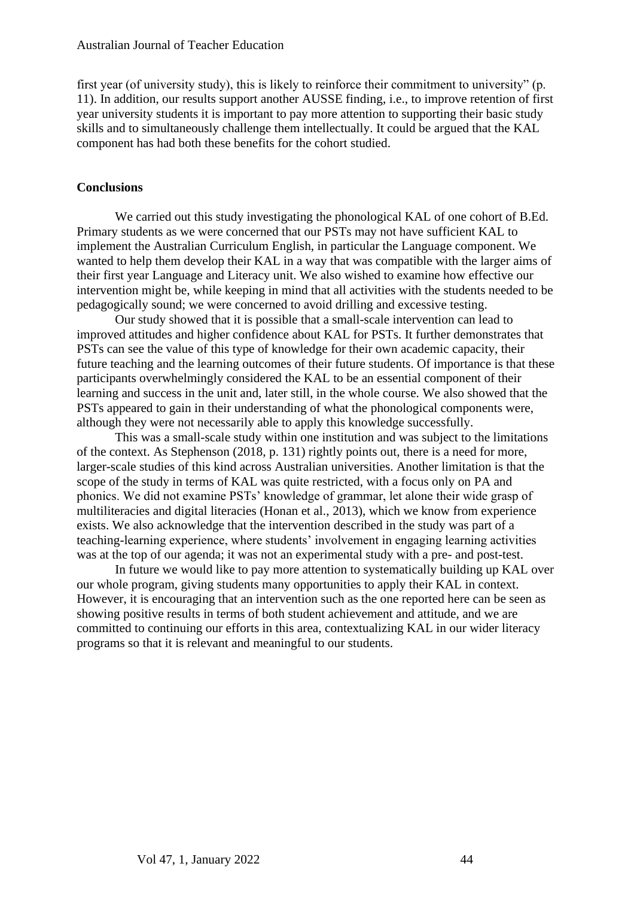first year (of university study), this is likely to reinforce their commitment to university" (p. 11). In addition, our results support another AUSSE finding, i.e., to improve retention of first year university students it is important to pay more attention to supporting their basic study skills and to simultaneously challenge them intellectually. It could be argued that the KAL component has had both these benefits for the cohort studied.

## Conclusions

We carried out this study investigating the phonological KAL of one cohort of B.Ed. Primary students as we were concerned that our PSTs may not have sufficient KAL to implement the Australian Curriculum English, in particular the Language component. We wanted to help them develop their KAL in a way that was compatible with the larger aims of their first year Language and Literacy unit. We also wished to examine how effective our intervention might be, while keeping in mind that all activities with the students needed to be pedagogically sound; we were concerned to avoid drilling and excessive testing.

Our study showed that it is possible that a small-scale intervention can lead to improved attitudes and higher confidence about KAL for PSTs. It further demonstrates that PSTs can see the value of this type of knowledge for their own academic capacity, their future teaching and the learning outcomes of their future students. Of importance is that these participants overwhelmingly considered the KAL to be an essential component of their learning and success in the unit and, later still, in the whole course. We also showed that the PSTs appeared to gain in their understanding of what the phonological components were, although they were not necessarily able to apply this knowledge successfully.

This was a small-scale study within one institution and was subject to the limitations of the context. As Stephenson (2018, p. 131) rightly points out, there is a need for more, larger-scale studies of this kind across Australian universities. Another limitation is that the scope of the study in terms of KAL was quite restricted, with a focus only on PA and phonics. We did not examine PSTs' knowledge of grammar, let alone their wide grasp of multiliteracies and digital literacies (Honan et al., 2013), which we know from experience exists. We also acknowledge that the intervention described in the study was part of a teaching-learning experience, where students' involvement in engaging learning activities was at the top of our agenda; it was not an experimental study with a pre- and post-test.

In future we would like to pay more attention to systematically building up KAL over our whole program, giving students many opportunities to apply their KAL in context. However, it is encouraging that an intervention such as the one reported here can be seen as showing positive results in terms of both student achievement and attitude, and we are committed to continuing our efforts in this area, contextualizing KAL in our wider literacy programs so that it is relevant and meaningful to our students.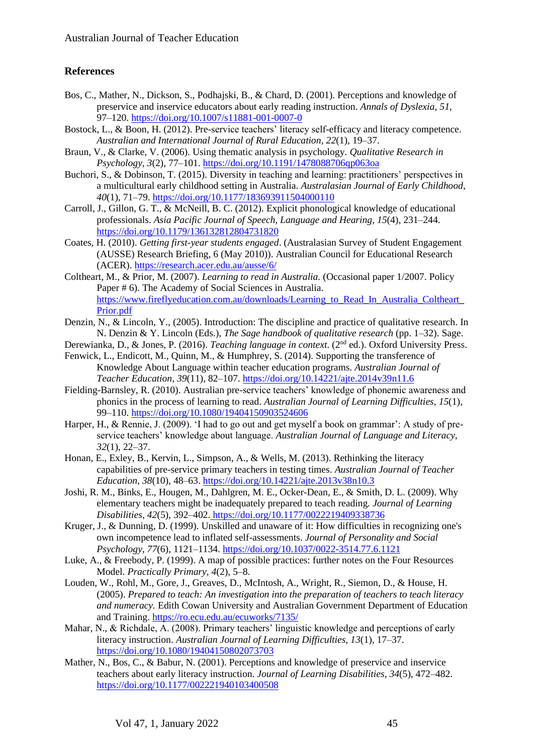## References

Bos, C., Mather, N., Dickson, S., Podhajski, B., & Chard, D. (2001). Perceptions and knowledge of preservice and inservice educators about early reading instruction. *Annals of Dyslexia*, *51*, 97–120. https://doi.org/10.1007/s11881-001-0007-0

Bostock, L., & Boon, H. (2012). Pre-service teachers' literacy self-efficacy and literacy competence. *Australian and International Journal of Rural Education*, *22*(1), 19–37.

Braun, V., & Clarke, V. (2006). Using thematic analysis in psychology. *Qualitative Research in Psychology*, *3*(2), 77–101. https://doi.org/10.1191/1478088706qp063oa

Buchori, S., & Dobinson, T. (2015). Diversity in teaching and learning: practitioners' perspectives in a multicultural early childhood setting in Australia. *Australasian Journal of Early Childhood*, *40*(1), 71–79. https://doi.org/10.1177/183693911504000110

Carroll, J., Gillon, G. T., & McNeill, B. C. (2012). Explicit phonological knowledge of educational professionals. *Asia Pacific Journal of Speech, Language and Hearing*, *15*(4), 231–244. https://doi.org/10.1179/136132812804731820

Coates, H. (2010). *Getting first-year students engaged*. (Australasian Survey of Student Engagement (AUSSE) Research Briefing, 6 (May 2010)). Australian Council for Educational Research (ACER). https://research.acer.edu.au/ausse/6/

Coltheart, M., & Prior, M. (2007). *Learning to read in Australia.* (Occasional paper 1/2007. Policy Paper # 6). The Academy of Social Sciences in Australia. https://www.fireflyeducation.com.au/downloads/Learning_to_Read_In_Australia_Coltheart_Prior.pdf

Denzin, N., & Lincoln, Y., (2005). Introduction: The discipline and practice of qualitative research. In N. Denzin & Y. Lincoln (Eds.), *The Sage handbook of qualitative research* (pp. 1–32). Sage.

Derewianka, D., & Jones, P. (2016). *Teaching language in context*. (2nd ed.). Oxford University Press.

Fenwick, L., Endicott, M., Quinn, M., & Humphrey, S. (2014). Supporting the transference of Knowledge About Language within teacher education programs. *Australian Journal of Teacher Education*, *39*(11), 82–107. https://doi.org/10.14221/ajte.2014v39n11.6

Fielding-Barnsley, R. (2010). Australian pre-service teachers' knowledge of phonemic awareness and phonics in the process of learning to read. *Australian Journal of Learning Difficulties*, *15*(1), 99–110. https://doi.org/10.1080/19404150903524606

Harper, H., & Rennie, J. (2009). 'I had to go out and get myself a book on grammar': A study of pre-service teachers' knowledge about language. *Australian Journal of Language and Literacy*, *32*(1), 22–37.

Honan, E., Exley, B., Kervin, L., Simpson, A., & Wells, M. (2013). Rethinking the literacy capabilities of pre-service primary teachers in testing times. *Australian Journal of Teacher Education*, *38*(10), 48–63. https://doi.org/10.14221/ajte.2013v38n10.3

Joshi, R. M., Binks, E., Hougen, M., Dahlgren, M. E., Ocker-Dean, E., & Smith, D. L. (2009). Why elementary teachers might be inadequately prepared to teach reading. *Journal of Learning Disabilities*, *42*(5), 392–402. https://doi.org/10.1177/0022219409338736

Kruger, J., & Dunning, D. (1999). Unskilled and unaware of it: How difficulties in recognizing one's own incompetence lead to inflated self-assessments. *Journal of Personality and Social Psychology, 77*(6), 1121–1134. https://doi.org/10.1037/0022-3514.77.6.1121

Luke, A., & Freebody, P. (1999). A map of possible practices: further notes on the Four Resources Model. *Practically Primary*, *4*(2), 5–8.

Louden, W., Rohl, M., Gore, J., Greaves, D., McIntosh, A., Wright, R., Siemon, D., & House, H. (2005). *Prepared to teach: An investigation into the preparation of teachers to teach literacy and numeracy.* Edith Cowan University and Australian Government Department of Education and Training. https://ro.ecu.edu.au/ecuworks/7135/

Mahar, N., & Richdale, A. (2008). Primary teachers' linguistic knowledge and perceptions of early literacy instruction. *Australian Journal of Learning Difficulties, 13*(1), 17–37. https://doi.org/10.1080/19404150802073703

Mather, N., Bos, C., & Babur, N. (2001). Perceptions and knowledge of preservice and inservice teachers about early literacy instruction. *Journal of Learning Disabilities*, *34*(5), 472–482. https://doi.org/10.1177/002221940103400508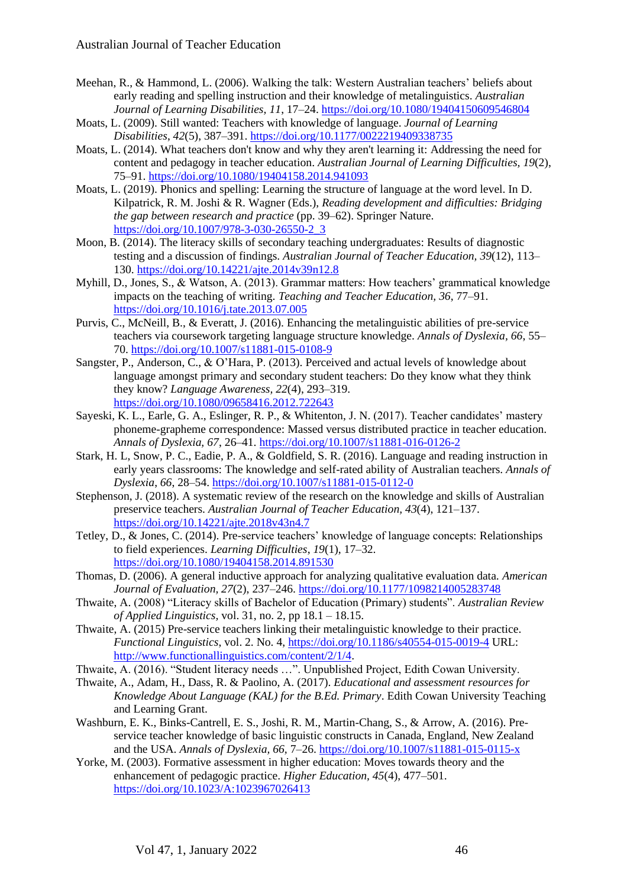Meehan, R., & Hammond, L. (2006). Walking the talk: Western Australian teachers' beliefs about early reading and spelling instruction and their knowledge of metalinguistics. *Australian Journal of Learning Disabilities, 11*, 17–24. https://doi.org/10.1080/19404150609546804

Moats, L. (2009). Still wanted: Teachers with knowledge of language. *Journal of Learning Disabilities*, *42*(5), 387–391. https://doi.org/10.1177/0022219409338735

Moats, L. (2014). What teachers don't know and why they aren't learning it: Addressing the need for content and pedagogy in teacher education. *Australian Journal of Learning Difficulties, 19*(2), 75–91. https://doi.org/10.1080/19404158.2014.941093

Moats, L. (2019). Phonics and spelling: Learning the structure of language at the word level. In D. Kilpatrick, R. M. Joshi & R. Wagner (Eds.), *Reading development and difficulties: Bridging the gap between research and practice* (pp. 39–62). Springer Nature. https://doi.org/10.1007/978-3-030-26550-2_3

Moon, B. (2014). The literacy skills of secondary teaching undergraduates: Results of diagnostic testing and a discussion of findings. *Australian Journal of Teacher Education, 39*(12), 113–130. https://doi.org/10.14221/ajte.2014v39n12.8

Myhill, D., Jones, S., & Watson, A. (2013). Grammar matters: How teachers' grammatical knowledge impacts on the teaching of writing. *Teaching and Teacher Education, 36*, 77–91. https://doi.org/10.1016/j.tate.2013.07.005

Purvis, C., McNeill, B., & Everatt, J. (2016). Enhancing the metalinguistic abilities of pre-service teachers via coursework targeting language structure knowledge. *Annals of Dyslexia, 66*, 55–70. https://doi.org/10.1007/s11881-015-0108-9

Sangster, P., Anderson, C., & O'Hara, P. (2013). Perceived and actual levels of knowledge about language amongst primary and secondary student teachers: Do they know what they think they know? *Language Awareness, 22*(4), 293–319. https://doi.org/10.1080/09658416.2012.722643

Sayeski, K. L., Earle, G. A., Eslinger, R. P., & Whitenton, J. N. (2017). Teacher candidates' mastery phoneme-grapheme correspondence: Massed versus distributed practice in teacher education. *Annals of Dyslexia, 67*, 26–41. https://doi.org/10.1007/s11881-016-0126-2

Stark, H. L, Snow, P. C., Eadie, P. A., & Goldfield, S. R. (2016). Language and reading instruction in early years classrooms: The knowledge and self-rated ability of Australian teachers. *Annals of Dyslexia, 66*, 28–54. https://doi.org/10.1007/s11881-015-0112-0

Stephenson, J. (2018). A systematic review of the research on the knowledge and skills of Australian preservice teachers. *Australian Journal of Teacher Education, 43*(4), 121–137. https://doi.org/10.14221/ajte.2018v43n4.7

Tetley, D., & Jones, C. (2014). Pre-service teachers' knowledge of language concepts: Relationships to field experiences. *Learning Difficulties*, *19*(1), 17–32. https://doi.org/10.1080/19404158.2014.891530

Thomas, D. (2006). A general inductive approach for analyzing qualitative evaluation data. *American Journal of Evaluation, 27*(2), 237–246. https://doi.org/10.1177/1098214005283748

Thwaite, A. (2008) "Literacy skills of Bachelor of Education (Primary) students". *Australian Review of Applied Linguistics,* vol. 31, no. 2, pp 18.1 – 18.15.

Thwaite, A. (2015) Pre-service teachers linking their metalinguistic knowledge to their practice. *Functional Linguistics*, vol. 2. No. 4, https://doi.org/10.1186/s40554-015-0019-4 URL: http://www.functionallinguistics.com/content/2/1/4.

Thwaite, A. (2016). "Student literacy needs …". Unpublished Project, Edith Cowan University.

Thwaite, A., Adam, H., Dass, R. & Paolino, A. (2017). *Educational and assessment resources for Knowledge About Language (KAL) for the B.Ed. Primary*. Edith Cowan University Teaching and Learning Grant.

Washburn, E. K., Binks-Cantrell, E. S., Joshi, R. M., Martin-Chang, S., & Arrow, A. (2016). Pre-service teacher knowledge of basic linguistic constructs in Canada, England, New Zealand and the USA. *Annals of Dyslexia, 66*, 7–26. https://doi.org/10.1007/s11881-015-0115-x

Yorke, M. (2003). Formative assessment in higher education: Moves towards theory and the enhancement of pedagogic practice. *Higher Education, 45*(4), 477–501. https://doi.org/10.1023/A:1023967026413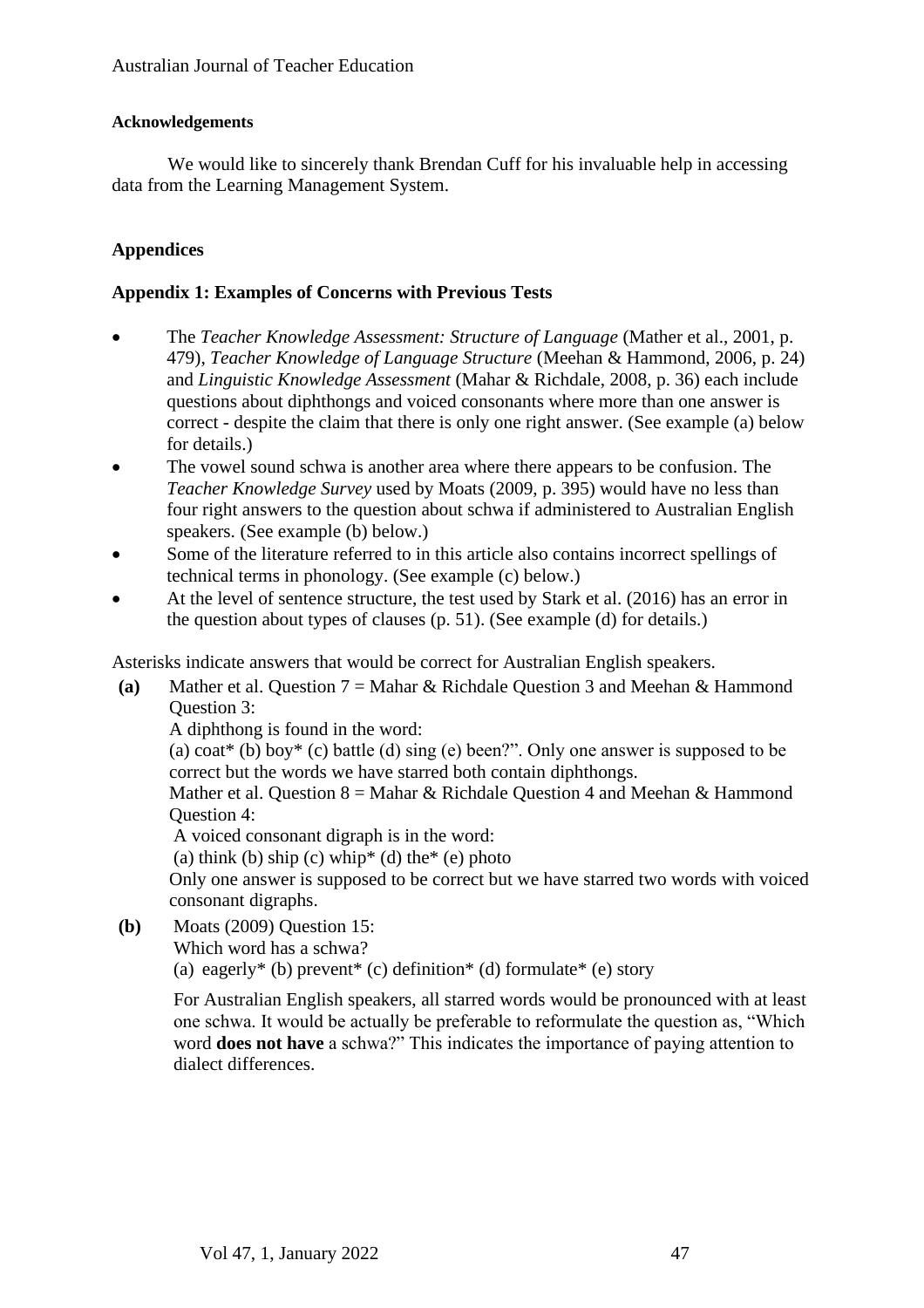**Acknowledgements**

We would like to sincerely thank Brendan Cuff for his invaluable help in accessing data from the Learning Management System.

## Appendices

### Appendix 1: Examples of Concerns with Previous Tests

- The *Teacher Knowledge Assessment: Structure of Language* (Mather et al., 2001, p. 479), *Teacher Knowledge of Language Structure* (Meehan & Hammond, 2006, p. 24) and *Linguistic Knowledge Assessment* (Mahar & Richdale, 2008, p. 36) each include questions about diphthongs and voiced consonants where more than one answer is correct - despite the claim that there is only one right answer. (See example (a) below for details.)
- The vowel sound schwa is another area where there appears to be confusion. The *Teacher Knowledge Survey* used by Moats (2009, p. 395) would have no less than four right answers to the question about schwa if administered to Australian English speakers. (See example (b) below.)
- Some of the literature referred to in this article also contains incorrect spellings of technical terms in phonology. (See example (c) below.)
- At the level of sentence structure, the test used by Stark et al. (2016) has an error in the question about types of clauses (p. 51). (See example (d) for details.)

Asterisks indicate answers that would be correct for Australian English speakers.

**(a)** Mather et al. Question 7 = Mahar & Richdale Question 3 and Meehan & Hammond Question 3:
A diphthong is found in the word:
(a) coat* (b) boy* (c) battle (d) sing (e) been?". Only one answer is supposed to be correct but the words we have starred both contain diphthongs.
Mather et al. Question 8 = Mahar & Richdale Question 4 and Meehan & Hammond Question 4:
A voiced consonant digraph is in the word:
(a) think (b) ship (c) whip* (d) the* (e) photo
Only one answer is supposed to be correct but we have starred two words with voiced consonant digraphs.

**(b)** Moats (2009) Question 15:
Which word has a schwa?
(a) eagerly* (b) prevent* (c) definition* (d) formulate* (e) story

For Australian English speakers, all starred words would be pronounced with at least one schwa. It would be actually be preferable to reformulate the question as, "Which word **does not have** a schwa?" This indicates the importance of paying attention to dialect differences.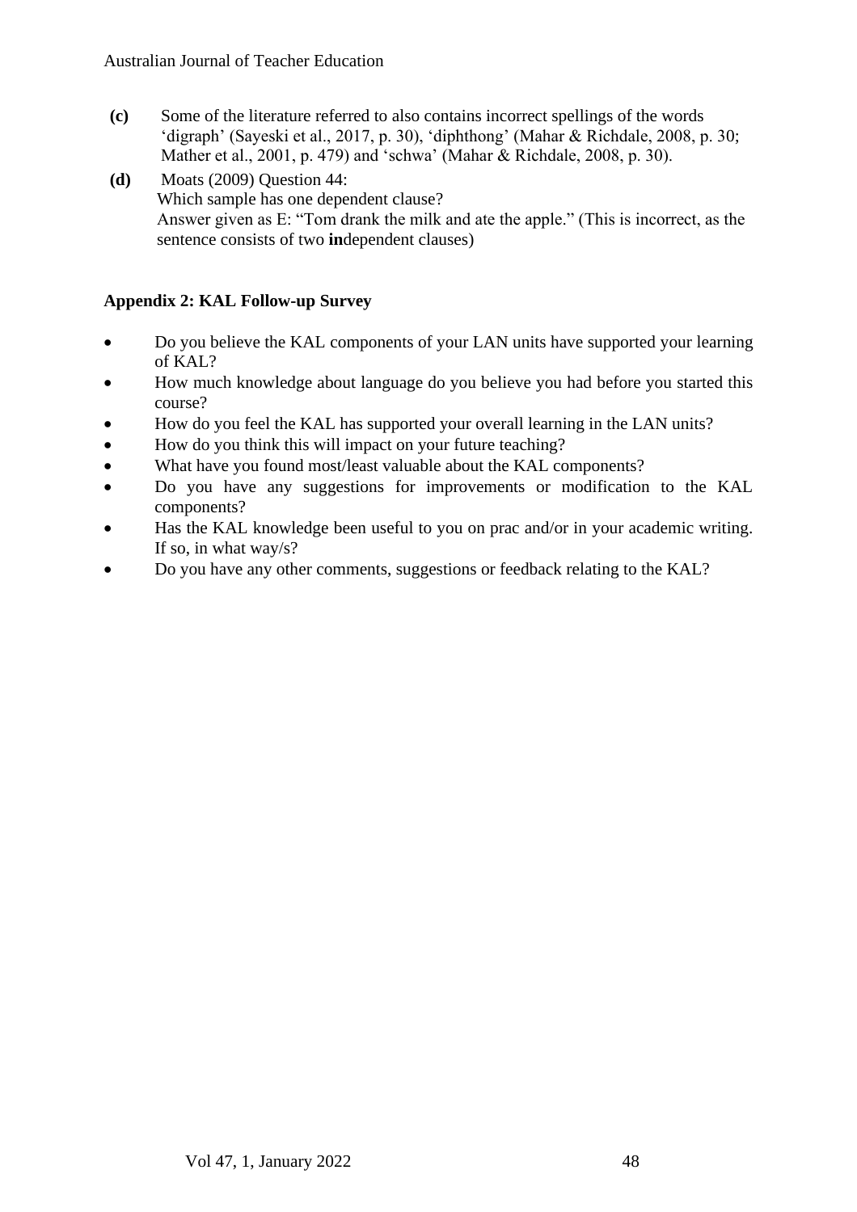**(c)** Some of the literature referred to also contains incorrect spellings of the words 'digraph' (Sayeski et al., 2017, p. 30), 'diphthong' (Mahar & Richdale, 2008, p. 30; Mather et al., 2001, p. 479) and 'schwa' (Mahar & Richdale, 2008, p. 30).

**(d)** Moats (2009) Question 44:
Which sample has one dependent clause?
Answer given as E: "Tom drank the milk and ate the apple." (This is incorrect, as the sentence consists of two **in**dependent clauses)

## Appendix 2: KAL Follow-up Survey

- Do you believe the KAL components of your LAN units have supported your learning of KAL?
- How much knowledge about language do you believe you had before you started this course?
- How do you feel the KAL has supported your overall learning in the LAN units?
- How do you think this will impact on your future teaching?
- What have you found most/least valuable about the KAL components?
- Do you have any suggestions for improvements or modification to the KAL components?
- Has the KAL knowledge been useful to you on prac and/or in your academic writing. If so, in what way/s?
- Do you have any other comments, suggestions or feedback relating to the KAL?